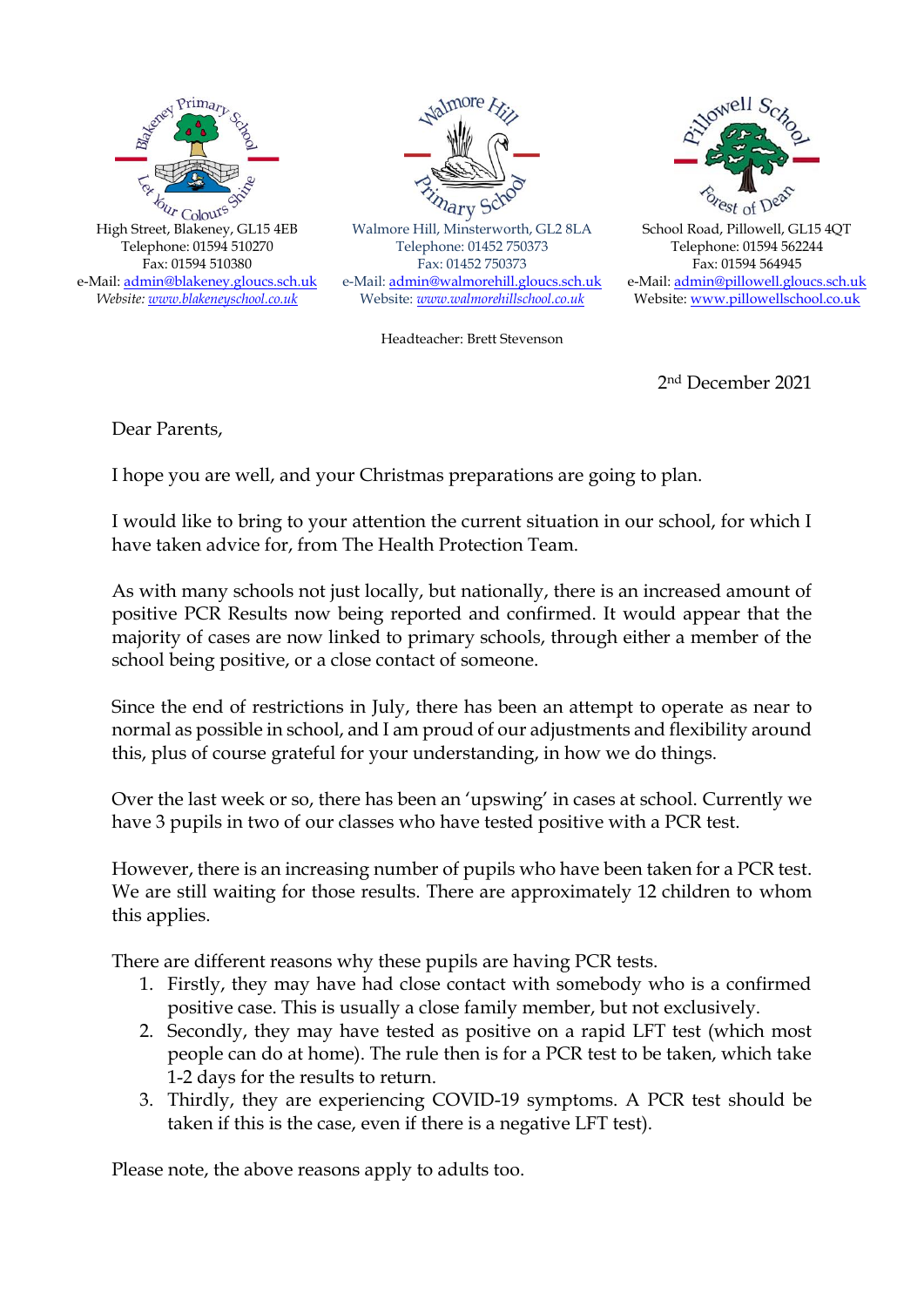Blakeney Primary School — Let Your Colours Shine
High Street, Blakeney, GL15 4EB
Telephone: 01594 510270
Fax: 01594 510380
e-Mail: admin@blakeney.gloucs.sch.uk
*Website: www.blakeneyschool.co.uk*

Walmore Hill Primary School
Walmore Hill, Minsterworth, GL2 8LA
Telephone: 01452 750373
Fax: 01452 750373
e-Mail: admin@walmorehill.gloucs.sch.uk
Website: *www.walmorehillschool.co.uk*

Pillowell School — Forest of Dean
School Road, Pillowell, GL15 4QT
Telephone: 01594 562244
Fax: 01594 564945
e-Mail: admin@pillowell.gloucs.sch.uk
Website: www.pillowellschool.co.uk

Headteacher: Brett Stevenson

2nd December 2021

Dear Parents,

I hope you are well, and your Christmas preparations are going to plan.

I would like to bring to your attention the current situation in our school, for which I have taken advice for, from The Health Protection Team.

As with many schools not just locally, but nationally, there is an increased amount of positive PCR Results now being reported and confirmed. It would appear that the majority of cases are now linked to primary schools, through either a member of the school being positive, or a close contact of someone.

Since the end of restrictions in July, there has been an attempt to operate as near to normal as possible in school, and I am proud of our adjustments and flexibility around this, plus of course grateful for your understanding, in how we do things.

Over the last week or so, there has been an 'upswing' in cases at school. Currently we have 3 pupils in two of our classes who have tested positive with a PCR test.

However, there is an increasing number of pupils who have been taken for a PCR test. We are still waiting for those results. There are approximately 12 children to whom this applies.

There are different reasons why these pupils are having PCR tests.

1. Firstly, they may have had close contact with somebody who is a confirmed positive case. This is usually a close family member, but not exclusively.
2. Secondly, they may have tested as positive on a rapid LFT test (which most people can do at home). The rule then is for a PCR test to be taken, which take 1-2 days for the results to return.
3. Thirdly, they are experiencing COVID-19 symptoms. A PCR test should be taken if this is the case, even if there is a negative LFT test).

Please note, the above reasons apply to adults too.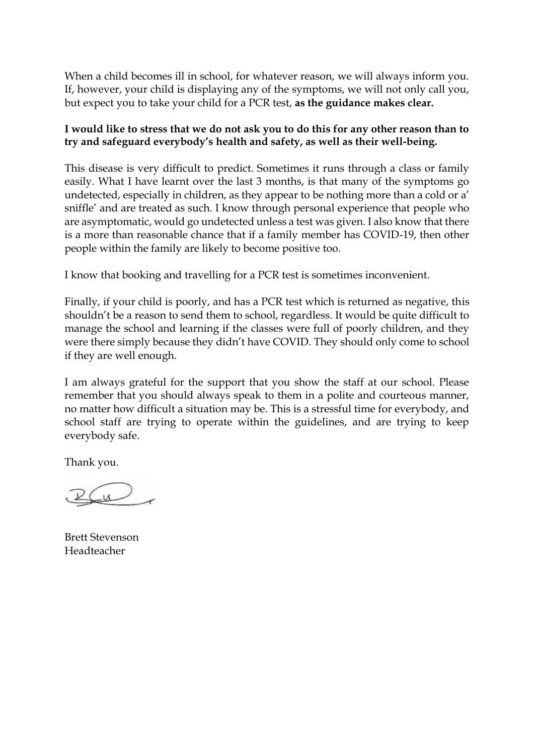When a child becomes ill in school, for whatever reason, we will always inform you. If, however, your child is displaying any of the symptoms, we will not only call you, but expect you to take your child for a PCR test, **as the guidance makes clear.**

**I would like to stress that we do not ask you to do this for any other reason than to try and safeguard everybody's health and safety, as well as their well-being.**

This disease is very difficult to predict. Sometimes it runs through a class or family easily. What I have learnt over the last 3 months, is that many of the symptoms go undetected, especially in children, as they appear to be nothing more than a cold or a' sniffle' and are treated as such. I know through personal experience that people who are asymptomatic, would go undetected unless a test was given. I also know that there is a more than reasonable chance that if a family member has COVID-19, then other people within the family are likely to become positive too.

I know that booking and travelling for a PCR test is sometimes inconvenient.

Finally, if your child is poorly, and has a PCR test which is returned as negative, this shouldn't be a reason to send them to school, regardless. It would be quite difficult to manage the school and learning if the classes were full of poorly children, and they were there simply because they didn't have COVID. They should only come to school if they are well enough.

I am always grateful for the support that you show the staff at our school. Please remember that you should always speak to them in a polite and courteous manner, no matter how difficult a situation may be. This is a stressful time for everybody, and school staff are trying to operate within the guidelines, and are trying to keep everybody safe.

Thank you.

Brett Stevenson
Headteacher